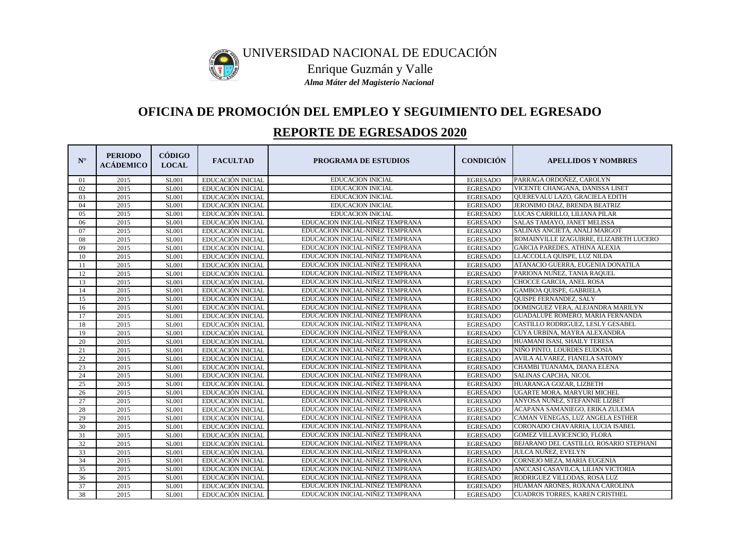UNIVERSIDAD NACIONAL DE EDUCACIÓN

Enrique Guzmán y Valle

*Alma Máter del Magisterio Nacional*

## OFICINA DE PROMOCIÓN DEL EMPLEO Y SEGUIMIENTO DEL EGRESADO

## REPORTE DE EGRESADOS 2020

| N° | PERIODO ACÁDEMICO | CÓDIGO LOCAL | FACULTAD | PROGRAMA DE ESTUDIOS | CONDICIÓN | APELLIDOS Y NOMBRES |
|---|---|---|---|---|---|---|
| 01 | 2015 | SL001 | EDUCACIÓN INICIAL | EDUCACION INICIAL | EGRESADO | PARRAGA ORDOÑEZ, CAROLYN |
| 02 | 2015 | SL001 | EDUCACIÓN INICIAL | EDUCACION INICIAL | EGRESADO | VICENTE CHANGANA, DANISSA LISET |
| 03 | 2015 | SL001 | EDUCACIÓN INICIAL | EDUCACION INICIAL | EGRESADO | QUEREVALU LAZO, GRACIELA EDITH |
| 04 | 2015 | SL001 | EDUCACIÓN INICIAL | EDUCACION INICIAL | EGRESADO | JERONIMO DIAZ, BRENDA BEATRIZ |
| 05 | 2015 | SL001 | EDUCACIÓN INICIAL | EDUCACION INICIAL | EGRESADO | LUCAS CARRILLO, LILIANA PILAR |
| 06 | 2015 | SL001 | EDUCACIÓN INICIAL | EDUCACION INICIAL-NIÑEZ TEMPRANA | EGRESADO | SALAS TAMAYO, JANET MELISSA |
| 07 | 2015 | SL001 | EDUCACIÓN INICIAL | EDUCACION INICIAL-NIÑEZ TEMPRANA | EGRESADO | SALINAS ANCIETA, ANALI MARGOT |
| 08 | 2015 | SL001 | EDUCACIÓN INICIAL | EDUCACION INICIAL-NIÑEZ TEMPRANA | EGRESADO | ROMAINVILLE IZAGUIRRE, ELIZABETH LUCERO |
| 09 | 2015 | SL001 | EDUCACIÓN INICIAL | EDUCACION INICIAL-NIÑEZ TEMPRANA | EGRESADO | GARCIA PAREDES, ATHINA ALEXIA |
| 10 | 2015 | SL001 | EDUCACIÓN INICIAL | EDUCACION INICIAL-NIÑEZ TEMPRANA | EGRESADO | LLACCOLLA QUISPE, LUZ NILDA |
| 11 | 2015 | SL001 | EDUCACIÓN INICIAL | EDUCACION INICIAL-NIÑEZ TEMPRANA | EGRESADO | ATANACIO GUERRA, EUGENIA DONATILA |
| 12 | 2015 | SL001 | EDUCACIÓN INICIAL | EDUCACION INICIAL-NIÑEZ TEMPRANA | EGRESADO | PARIONA NUÑEZ, TANIA RAQUEL |
| 13 | 2015 | SL001 | EDUCACIÓN INICIAL | EDUCACION INICIAL-NIÑEZ TEMPRANA | EGRESADO | CHOCCE GARCIA, ANEL ROSA |
| 14 | 2015 | SL001 | EDUCACIÓN INICIAL | EDUCACION INICIAL-NIÑEZ TEMPRANA | EGRESADO | GAMBOA QUISPE, GABRIELA |
| 15 | 2015 | SL001 | EDUCACIÓN INICIAL | EDUCACION INICIAL-NIÑEZ TEMPRANA | EGRESADO | QUISPE FERNANDEZ, SALY |
| 16 | 2015 | SL001 | EDUCACIÓN INICIAL | EDUCACION INICIAL-NIÑEZ TEMPRANA | EGRESADO | DOMINGUEZ VERA, ALEJANDRA MARILYN |
| 17 | 2015 | SL001 | EDUCACIÓN INICIAL | EDUCACION INICIAL-NIÑEZ TEMPRANA | EGRESADO | GUADALUPE ROMERO, MARIA FERNANDA |
| 18 | 2015 | SL001 | EDUCACIÓN INICIAL | EDUCACION INICIAL-NIÑEZ TEMPRANA | EGRESADO | CASTILLO RODRIGUEZ, LESLY GESABEL |
| 19 | 2015 | SL001 | EDUCACIÓN INICIAL | EDUCACION INICIAL-NIÑEZ TEMPRANA | EGRESADO | CUYA URBINA, MAYRA ALEXANDRA |
| 20 | 2015 | SL001 | EDUCACIÓN INICIAL | EDUCACION INICIAL-NIÑEZ TEMPRANA | EGRESADO | HUAMANI ISASI, SHAILY TERESA |
| 21 | 2015 | SL001 | EDUCACIÓN INICIAL | EDUCACION INICIAL-NIÑEZ TEMPRANA | EGRESADO | NIÑO PINTO, LOURDES EUDOSIA |
| 22 | 2015 | SL001 | EDUCACIÓN INICIAL | EDUCACION INICIAL-NIÑEZ TEMPRANA | EGRESADO | AVILA ALVAREZ, FIANELA SATOMY |
| 23 | 2015 | SL001 | EDUCACIÓN INICIAL | EDUCACION INICIAL-NIÑEZ TEMPRANA | EGRESADO | CHAMBI TUANAMA, DIANA ELENA |
| 24 | 2015 | SL001 | EDUCACIÓN INICIAL | EDUCACION INICIAL-NIÑEZ TEMPRANA | EGRESADO | SALINAS CAPCHA, NICOL |
| 25 | 2015 | SL001 | EDUCACIÓN INICIAL | EDUCACION INICIAL-NIÑEZ TEMPRANA | EGRESADO | HUARANGA GOZAR, LIZBETH |
| 26 | 2015 | SL001 | EDUCACIÓN INICIAL | EDUCACION INICIAL-NIÑEZ TEMPRANA | EGRESADO | UGARTE MORA, MARYURI MICHEL |
| 27 | 2015 | SL001 | EDUCACIÓN INICIAL | EDUCACION INICIAL-NIÑEZ TEMPRANA | EGRESADO | ANYOSA NUÑEZ, STEFANNIE LIZBET |
| 28 | 2015 | SL001 | EDUCACIÓN INICIAL | EDUCACION INICIAL-NIÑEZ TEMPRANA | EGRESADO | ACAPANA SAMANIEGO, ERIKA ZULEMA |
| 29 | 2015 | SL001 | EDUCACIÓN INICIAL | EDUCACION INICIAL-NIÑEZ TEMPRANA | EGRESADO | CAMAN VENEGAS, LUZ ANGELA ESTHER |
| 30 | 2015 | SL001 | EDUCACIÓN INICIAL | EDUCACION INICIAL-NIÑEZ TEMPRANA | EGRESADO | CORONADO CHAVARRIA, LUCIA ISABEL |
| 31 | 2015 | SL001 | EDUCACIÓN INICIAL | EDUCACION INICIAL-NIÑEZ TEMPRANA | EGRESADO | GOMEZ VILLAVICENCIO, FLORA |
| 32 | 2015 | SL001 | EDUCACIÓN INICIAL | EDUCACION INICIAL-NIÑEZ TEMPRANA | EGRESADO | BEJARANO DEL CASTILLO, ROSARIO STEPHANI |
| 33 | 2015 | SL001 | EDUCACIÓN INICIAL | EDUCACION INICIAL-NIÑEZ TEMPRANA | EGRESADO | JULCA NUÑEZ, EVELYN |
| 34 | 2015 | SL001 | EDUCACIÓN INICIAL | EDUCACION INICIAL-NIÑEZ TEMPRANA | EGRESADO | CORNEJO MEZA, MARIA EUGENIA |
| 35 | 2015 | SL001 | EDUCACIÓN INICIAL | EDUCACION INICIAL-NIÑEZ TEMPRANA | EGRESADO | ANCCASI CASAVILCA, LILIAN VICTORIA |
| 36 | 2015 | SL001 | EDUCACIÓN INICIAL | EDUCACION INICIAL-NIÑEZ TEMPRANA | EGRESADO | RODRIGUEZ VILLODAS, ROSA LUZ |
| 37 | 2015 | SL001 | EDUCACIÓN INICIAL | EDUCACION INICIAL-NIÑEZ TEMPRANA | EGRESADO | HUAMAN ARONES, ROXANA CAROLINA |
| 38 | 2015 | SL001 | EDUCACIÓN INICIAL | EDUCACION INICIAL-NIÑEZ TEMPRANA | EGRESADO | CUADROS TORRES, KAREN CRISTHEL |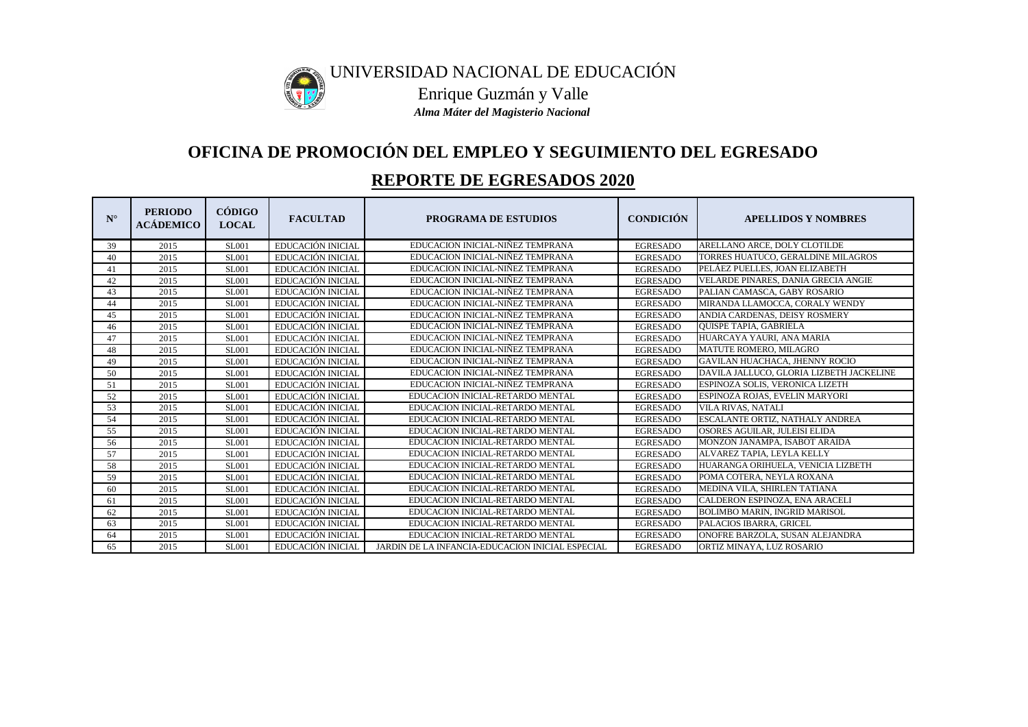UNIVERSIDAD NACIONAL DE EDUCACIÓN

Enrique Guzmán y Valle

*Alma Máter del Magisterio Nacional*

## OFICINA DE PROMOCIÓN DEL EMPLEO Y SEGUIMIENTO DEL EGRESADO

## REPORTE DE EGRESADOS 2020

| N° | PERIODO ACÁDEMICO | CÓDIGO LOCAL | FACULTAD | PROGRAMA DE ESTUDIOS | CONDICIÓN | APELLIDOS Y NOMBRES |
|---|---|---|---|---|---|---|
| 39 | 2015 | SL001 | EDUCACIÓN INICIAL | EDUCACION INICIAL-NIÑEZ TEMPRANA | EGRESADO | ARELLANO ARCE, DOLY CLOTILDE |
| 40 | 2015 | SL001 | EDUCACIÓN INICIAL | EDUCACION INICIAL-NIÑEZ TEMPRANA | EGRESADO | TORRES HUATUCO, GERALDINE MILAGROS |
| 41 | 2015 | SL001 | EDUCACIÓN INICIAL | EDUCACION INICIAL-NIÑEZ TEMPRANA | EGRESADO | PELÁEZ PUELLES, JOAN ELIZABETH |
| 42 | 2015 | SL001 | EDUCACIÓN INICIAL | EDUCACION INICIAL-NIÑEZ TEMPRANA | EGRESADO | VELARDE PINARES, DANIA GRECIA ANGIE |
| 43 | 2015 | SL001 | EDUCACIÓN INICIAL | EDUCACION INICIAL-NIÑEZ TEMPRANA | EGRESADO | PALIAN CAMASCA, GABY ROSARIO |
| 44 | 2015 | SL001 | EDUCACIÓN INICIAL | EDUCACION INICIAL-NIÑEZ TEMPRANA | EGRESADO | MIRANDA LLAMOCCA, CORALY WENDY |
| 45 | 2015 | SL001 | EDUCACIÓN INICIAL | EDUCACION INICIAL-NIÑEZ TEMPRANA | EGRESADO | ANDIA CARDENAS, DEISY ROSMERY |
| 46 | 2015 | SL001 | EDUCACIÓN INICIAL | EDUCACION INICIAL-NIÑEZ TEMPRANA | EGRESADO | QUISPE TAPIA, GABRIELA |
| 47 | 2015 | SL001 | EDUCACIÓN INICIAL | EDUCACION INICIAL-NIÑEZ TEMPRANA | EGRESADO | HUARCAYA YAURI, ANA MARIA |
| 48 | 2015 | SL001 | EDUCACIÓN INICIAL | EDUCACION INICIAL-NIÑEZ TEMPRANA | EGRESADO | MATUTE ROMERO, MILAGRO |
| 49 | 2015 | SL001 | EDUCACIÓN INICIAL | EDUCACION INICIAL-NIÑEZ TEMPRANA | EGRESADO | GAVILAN HUACHACA, JHENNY ROCIO |
| 50 | 2015 | SL001 | EDUCACIÓN INICIAL | EDUCACION INICIAL-NIÑEZ TEMPRANA | EGRESADO | DAVILA JALLUCO, GLORIA LIZBETH JACKELINE |
| 51 | 2015 | SL001 | EDUCACIÓN INICIAL | EDUCACION INICIAL-NIÑEZ TEMPRANA | EGRESADO | ESPINOZA SOLIS, VERONICA LIZETH |
| 52 | 2015 | SL001 | EDUCACIÓN INICIAL | EDUCACION INICIAL-RETARDO MENTAL | EGRESADO | ESPINOZA ROJAS, EVELIN MARYORI |
| 53 | 2015 | SL001 | EDUCACIÓN INICIAL | EDUCACION INICIAL-RETARDO MENTAL | EGRESADO | VILA RIVAS, NATALI |
| 54 | 2015 | SL001 | EDUCACIÓN INICIAL | EDUCACION INICIAL-RETARDO MENTAL | EGRESADO | ESCALANTE ORTIZ, NATHALY ANDREA |
| 55 | 2015 | SL001 | EDUCACIÓN INICIAL | EDUCACION INICIAL-RETARDO MENTAL | EGRESADO | OSORES AGUILAR, JULEISI ELIDA |
| 56 | 2015 | SL001 | EDUCACIÓN INICIAL | EDUCACION INICIAL-RETARDO MENTAL | EGRESADO | MONZON JANAMPA, ISABOT ARAIDA |
| 57 | 2015 | SL001 | EDUCACIÓN INICIAL | EDUCACION INICIAL-RETARDO MENTAL | EGRESADO | ALVAREZ TAPIA, LEYLA KELLY |
| 58 | 2015 | SL001 | EDUCACIÓN INICIAL | EDUCACION INICIAL-RETARDO MENTAL | EGRESADO | HUARANGA ORIHUELA, VENICIA LIZBETH |
| 59 | 2015 | SL001 | EDUCACIÓN INICIAL | EDUCACION INICIAL-RETARDO MENTAL | EGRESADO | POMA COTERA, NEYLA ROXANA |
| 60 | 2015 | SL001 | EDUCACIÓN INICIAL | EDUCACION INICIAL-RETARDO MENTAL | EGRESADO | MEDINA VILA, SHIRLEN TATIANA |
| 61 | 2015 | SL001 | EDUCACIÓN INICIAL | EDUCACION INICIAL-RETARDO MENTAL | EGRESADO | CALDERON ESPINOZA, ENA ARACELI |
| 62 | 2015 | SL001 | EDUCACIÓN INICIAL | EDUCACION INICIAL-RETARDO MENTAL | EGRESADO | BOLIMBO MARIN, INGRID MARISOL |
| 63 | 2015 | SL001 | EDUCACIÓN INICIAL | EDUCACION INICIAL-RETARDO MENTAL | EGRESADO | PALACIOS IBARRA, GRICEL |
| 64 | 2015 | SL001 | EDUCACIÓN INICIAL | EDUCACION INICIAL-RETARDO MENTAL | EGRESADO | ONOFRE BARZOLA, SUSAN ALEJANDRA |
| 65 | 2015 | SL001 | EDUCACIÓN INICIAL | JARDIN DE LA INFANCIA-EDUCACION INICIAL ESPECIAL | EGRESADO | ORTIZ MINAYA, LUZ ROSARIO |